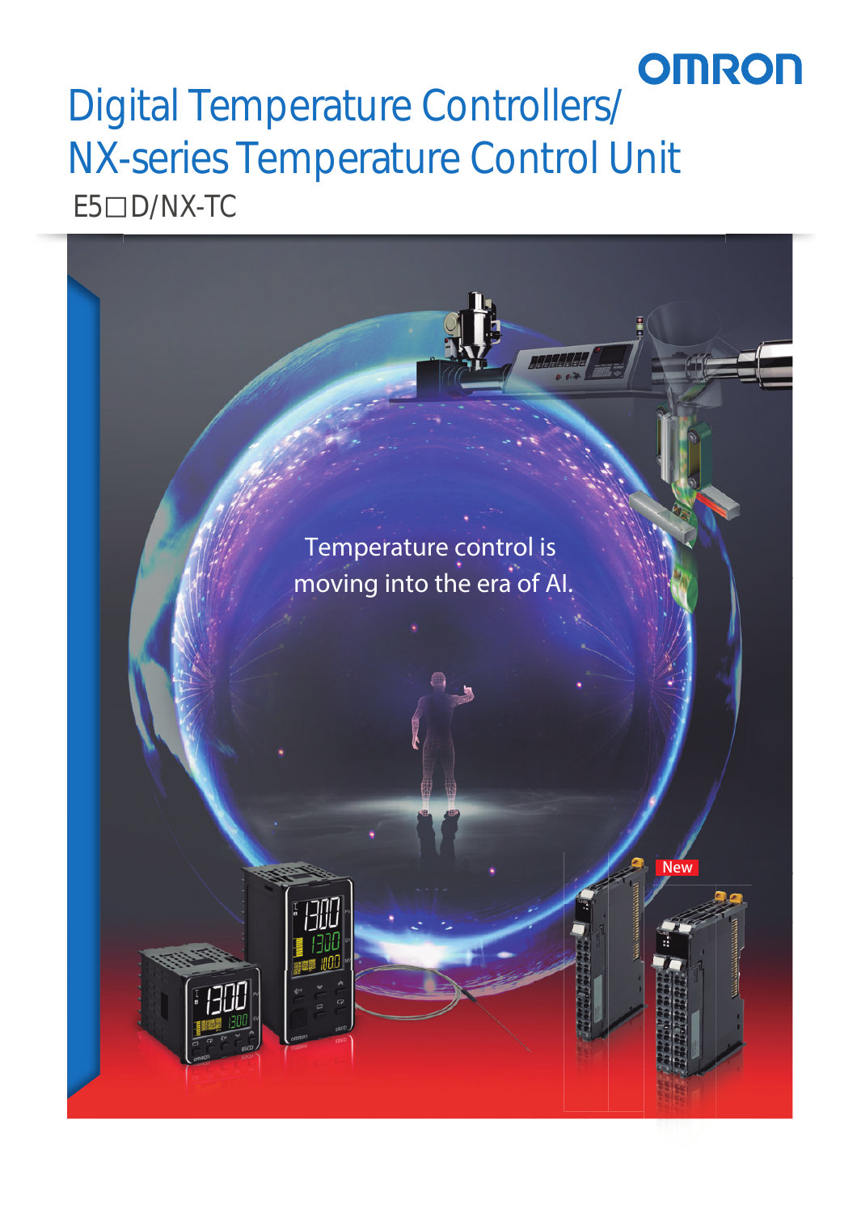OMRON

# Digital Temperature Controllers/ NX-series Temperature Control Unit

E5□D/NX-TC

Temperature control is moving into the era of AI.

New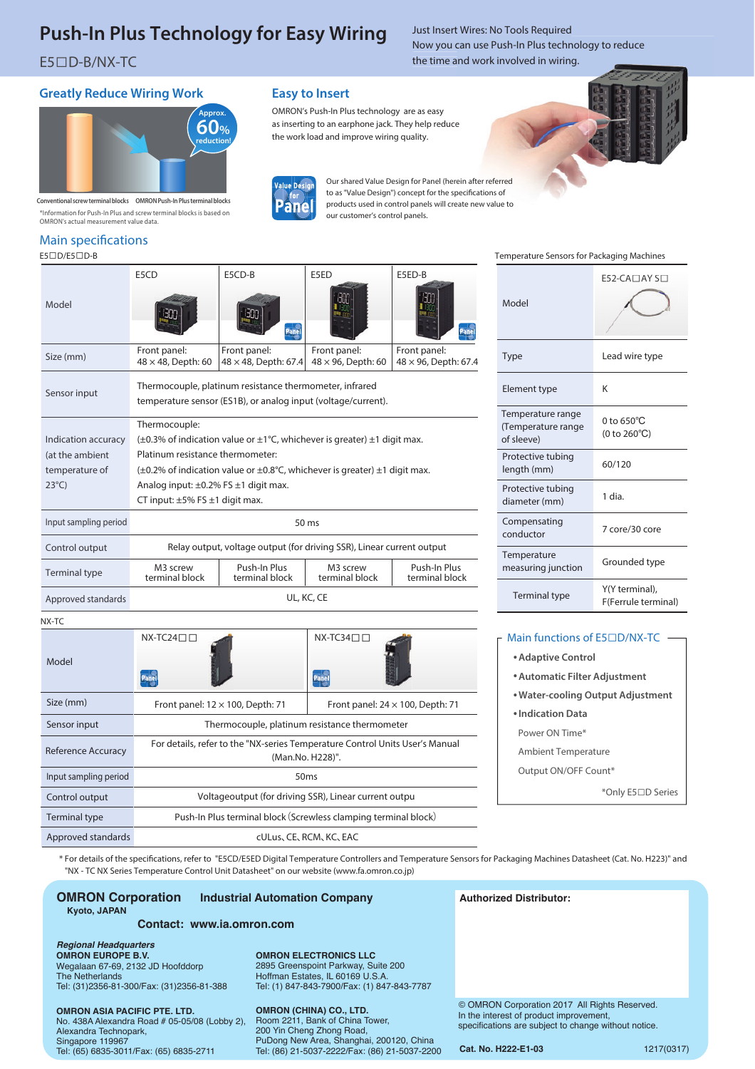# Push-In Plus Technology for Easy Wiring

E5□D-B/NX-TC

Just Insert Wires: No Tools Required
Now you can use Push-In Plus technology to reduce the time and work involved in wiring.

## Greatly Reduce Wiring Work

Approx. 60% reduction!

Conventional screw terminal blocks　OMRON Push-In Plus terminal blocks

*Information for Push-In Plus and screw terminal blocks is based on OMRON's actual measurement value data.

## Easy to Insert

OMRON's Push-In Plus technology are as easy as inserting to an earphone jack. They help reduce the work load and improve wiring quality.

Value Design for Panel

Our shared Value Design for Panel (herein after referred to as "Value Design") concept for the specifications of products used in control panels will create new value to our customer's control panels.

## Main specifications

E5□D/E5□D-B

| Model | E5CD | E5CD-B | E5ED | E5ED-B |
|---|---|---|---|---|
| Size (mm) | Front panel: 48 × 48, Depth: 60 | Front panel: 48 × 48, Depth: 67.4 | Front panel: 48 × 96, Depth: 60 | Front panel: 48 × 96, Depth: 67.4 |
| Sensor input | Thermocouple, platinum resistance thermometer, infrared temperature sensor (ES1B), or analog input (voltage/current). | | | |
| Indication accuracy (at the ambient temperature of 23°C) | Thermocouple: (±0.3% of indication value or ±1°C, whichever is greater) ±1 digit max. Platinum resistance thermometer: (±0.2% of indication value or ±0.8°C, whichever is greater) ±1 digit max. Analog input: ±0.2% FS ±1 digit max. CT input: ±5% FS ±1 digit max. | | | |
| Input sampling period | 50 ms | | | |
| Control output | Relay output, voltage output (for driving SSR), Linear current output | | | |
| Terminal type | M3 screw terminal block | Push-In Plus terminal block | M3 screw terminal block | Push-In Plus terminal block |
| Approved standards | UL, KC, CE | | | |

Temperature Sensors for Packaging Machines

| Model | E52-CA□AY S□ |
|---|---|
| Type | Lead wire type |
| Element type | K |
| Temperature range (Temperature range of sleeve) | 0 to 650°C (0 to 260°C) |
| Protective tubing length (mm) | 60/120 |
| Protective tubing diameter (mm) | 1 dia. |
| Compensating conductor | 7 core/30 core |
| Temperature measuring junction | Grounded type |
| Terminal type | Y(Y terminal), F(Ferrule terminal) |

NX-TC

| Model | NX-TC24□□ | NX-TC34□□ |
|---|---|---|
| Size (mm) | Front panel: 12 × 100, Depth: 71 | Front panel: 24 × 100, Depth: 71 |
| Sensor input | Thermocouple, platinum resistance thermometer | |
| Reference Accuracy | For details, refer to the "NX-series Temperature Control Units User's Manual (Man.No. H228)". | |
| Input sampling period | 50ms | |
| Control output | Voltageoutput (for driving SSR), Linear current outpu | |
| Terminal type | Push-In Plus terminal block (Screwless clamping terminal block) | |
| Approved standards | cULus、CE、RCM、KC、EAC | |

## Main functions of E5□D/NX-TC

- Adaptive Control
- Automatic Filter Adjustment
- Water-cooling Output Adjustment
- Indication Data
  - Power ON Time*
  - Ambient Temperature
  - Output ON/OFF Count*

*Only E5□D Series

* For details of the specifications, refer to "E5CD/E5ED Digital Temperature Controllers and Temperature Sensors for Packaging Machines Datasheet (Cat. No. H223)" and "NX - TC NX Series Temperature Control Unit Datasheet" on our website (www.fa.omron.co.jp)

**OMRON Corporation　Industrial Automation Company**
**Kyoto, JAPAN**

**Contact: www.ia.omron.com**

***Regional Headquarters***

**OMRON EUROPE B.V.**
Wegalaan 67-69, 2132 JD Hoofddorp
The Netherlands
Tel: (31)2356-81-300/Fax: (31)2356-81-388

**OMRON ASIA PACIFIC PTE. LTD.**
No. 438A Alexandra Road # 05-05/08 (Lobby 2),
Alexandra Technopark,
Singapore 119967
Tel: (65) 6835-3011/Fax: (65) 6835-2711

**OMRON ELECTRONICS LLC**
2895 Greenspoint Parkway, Suite 200
Hoffman Estates, IL 60169 U.S.A.
Tel: (1) 847-843-7900/Fax: (1) 847-843-7787

**OMRON (CHINA) CO., LTD.**
Room 2211, Bank of China Tower,
200 Yin Cheng Zhong Road,
PuDong New Area, Shanghai, 200120, China
Tel: (86) 21-5037-2222/Fax: (86) 21-5037-2200

**Authorized Distributor:**

© OMRON Corporation 2017 All Rights Reserved.
In the interest of product improvement, specifications are subject to change without notice.

**Cat. No. H222-E1-03**　1217(0317)